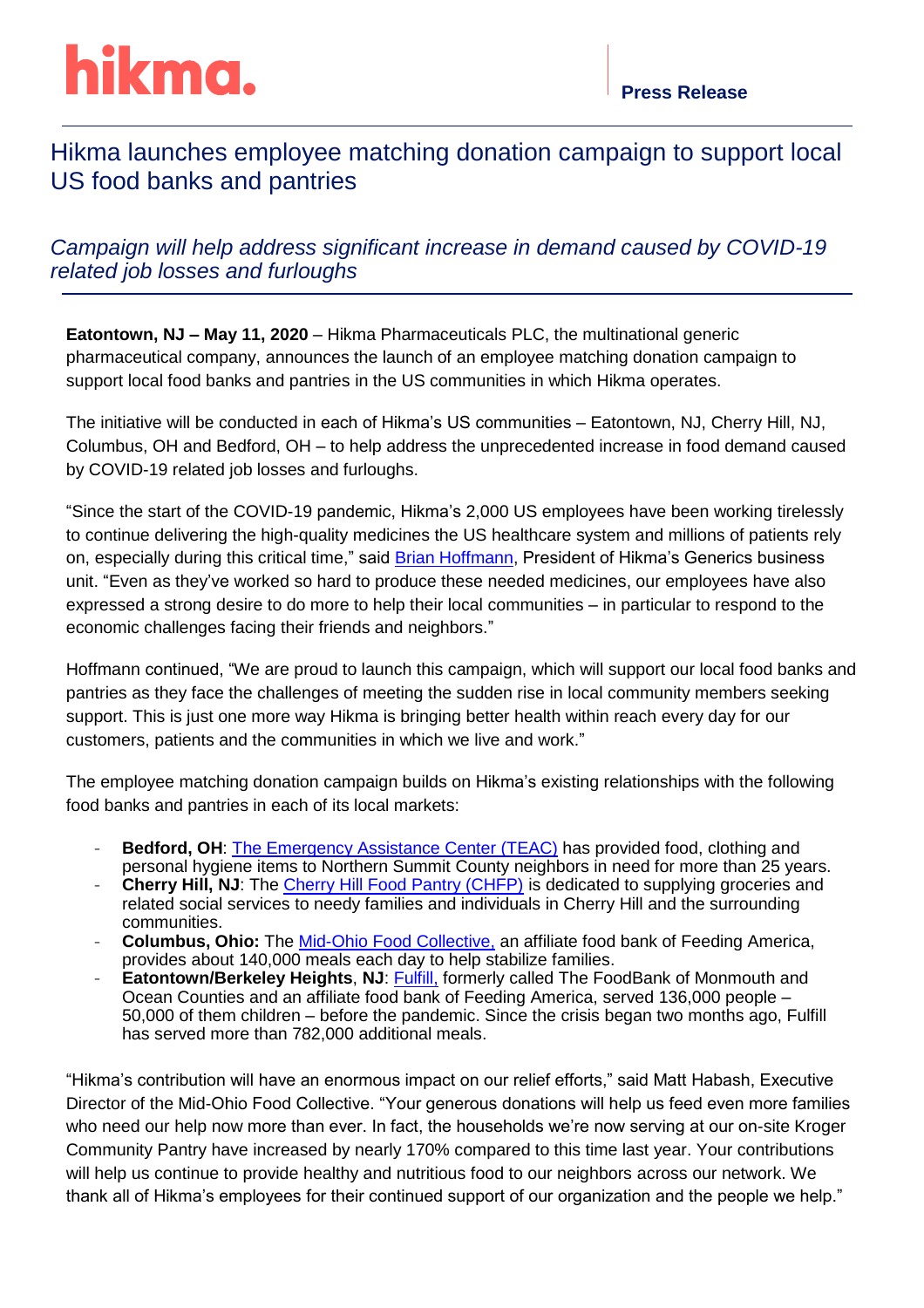hikma.

Press Release

# Hikma launches employee matching donation campaign to support local US food banks and pantries

## *Campaign will help address significant increase in demand caused by COVID-19 related job losses and furloughs*

**Eatontown, NJ – May 11, 2020** – Hikma Pharmaceuticals PLC, the multinational generic pharmaceutical company, announces the launch of an employee matching donation campaign to support local food banks and pantries in the US communities in which Hikma operates.

The initiative will be conducted in each of Hikma's US communities – Eatontown, NJ, Cherry Hill, NJ, Columbus, OH and Bedford, OH – to help address the unprecedented increase in food demand caused by COVID-19 related job losses and furloughs.

"Since the start of the COVID-19 pandemic, Hikma's 2,000 US employees have been working tirelessly to continue delivering the high-quality medicines the US healthcare system and millions of patients rely on, especially during this critical time," said Brian Hoffmann, President of Hikma's Generics business unit. "Even as they've worked so hard to produce these needed medicines, our employees have also expressed a strong desire to do more to help their local communities – in particular to respond to the economic challenges facing their friends and neighbors."

Hoffmann continued, "We are proud to launch this campaign, which will support our local food banks and pantries as they face the challenges of meeting the sudden rise in local community members seeking support. This is just one more way Hikma is bringing better health within reach every day for our customers, patients and the communities in which we live and work."

The employee matching donation campaign builds on Hikma's existing relationships with the following food banks and pantries in each of its local markets:

- **Bedford, OH**: The Emergency Assistance Center (TEAC) has provided food, clothing and personal hygiene items to Northern Summit County neighbors in need for more than 25 years.
- **Cherry Hill, NJ**: The Cherry Hill Food Pantry (CHFP) is dedicated to supplying groceries and related social services to needy families and individuals in Cherry Hill and the surrounding communities.
- **Columbus, Ohio:** The Mid-Ohio Food Collective, an affiliate food bank of Feeding America, provides about 140,000 meals each day to help stabilize families.
- **Eatontown/Berkeley Heights**, **NJ**: Fulfill, formerly called The FoodBank of Monmouth and Ocean Counties and an affiliate food bank of Feeding America, served 136,000 people – 50,000 of them children – before the pandemic. Since the crisis began two months ago, Fulfill has served more than 782,000 additional meals.

"Hikma's contribution will have an enormous impact on our relief efforts," said Matt Habash, Executive Director of the Mid-Ohio Food Collective. "Your generous donations will help us feed even more families who need our help now more than ever. In fact, the households we're now serving at our on-site Kroger Community Pantry have increased by nearly 170% compared to this time last year. Your contributions will help us continue to provide healthy and nutritious food to our neighbors across our network. We thank all of Hikma's employees for their continued support of our organization and the people we help."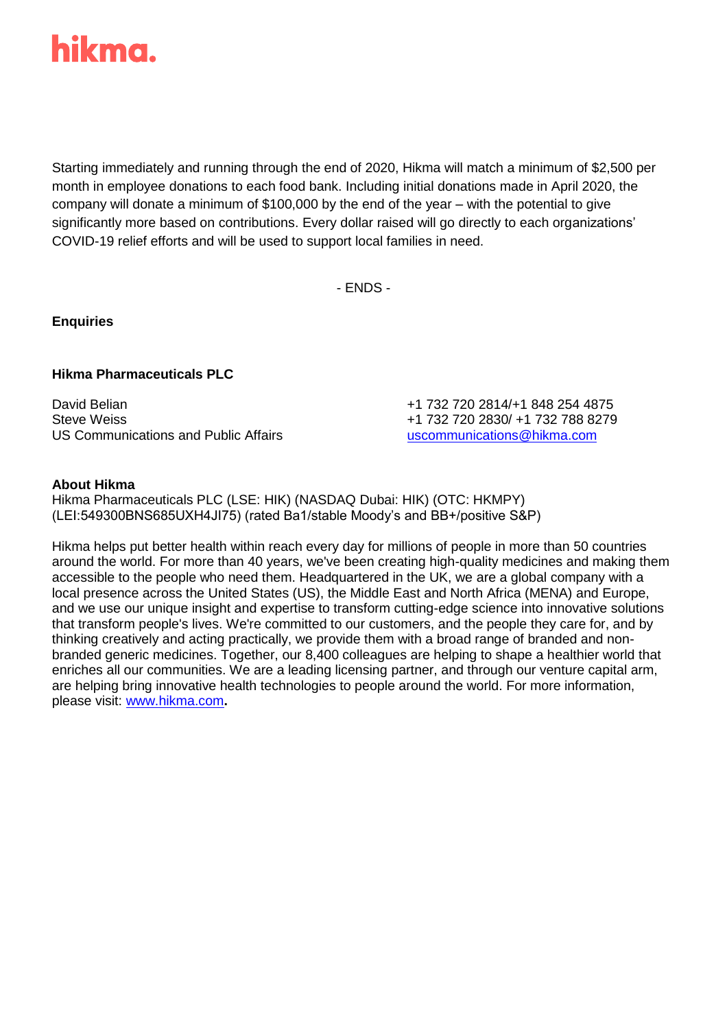Starting immediately and running through the end of 2020, Hikma will match a minimum of $2,500 per month in employee donations to each food bank. Including initial donations made in April 2020, the company will donate a minimum of $100,000 by the end of the year – with the potential to give significantly more based on contributions. Every dollar raised will go directly to each organizations' COVID-19 relief efforts and will be used to support local families in need.

- ENDS -

**Enquiries**

**Hikma Pharmaceuticals PLC**

| | |
|---|---|
| David Belian | +1 732 720 2814/+1 848 254 4875 |
| Steve Weiss | +1 732 720 2830/ +1 732 788 8279 |
| US Communications and Public Affairs | uscommunications@hikma.com |

**About Hikma**
Hikma Pharmaceuticals PLC (LSE: HIK) (NASDAQ Dubai: HIK) (OTC: HKMPY) (LEI:549300BNS685UXH4JI75) (rated Ba1/stable Moody's and BB+/positive S&P)

Hikma helps put better health within reach every day for millions of people in more than 50 countries around the world. For more than 40 years, we've been creating high-quality medicines and making them accessible to the people who need them. Headquartered in the UK, we are a global company with a local presence across the United States (US), the Middle East and North Africa (MENA) and Europe, and we use our unique insight and expertise to transform cutting-edge science into innovative solutions that transform people's lives. We're committed to our customers, and the people they care for, and by thinking creatively and acting practically, we provide them with a broad range of branded and non-branded generic medicines. Together, our 8,400 colleagues are helping to shape a healthier world that enriches all our communities. We are a leading licensing partner, and through our venture capital arm, are helping bring innovative health technologies to people around the world. For more information, please visit: www.hikma.com**.**